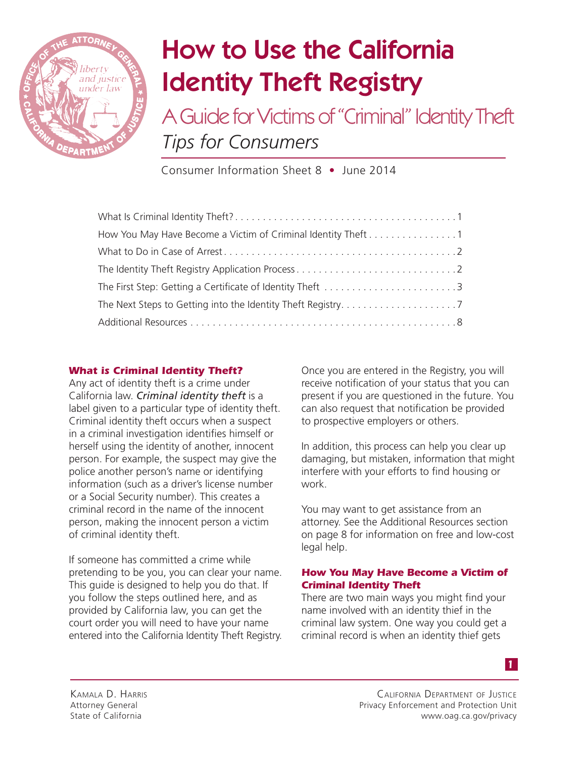# How to Use the California Identity Theft Registry

## A Guide for Victims of "Criminal" Identity Theft

*Tips for Consumers*

Consumer Information Sheet 8 • June 2014

| | |
|---|---|
| What Is Criminal Identity Theft? | 1 |
| How You May Have Become a Victim of Criminal Identity Theft | 1 |
| What to Do in Case of Arrest | 2 |
| The Identity Theft Registry Application Process | 2 |
| The First Step: Getting a Certificate of Identity Theft | 3 |
| The Next Steps to Getting into the Identity Theft Registry | 7 |
| Additional Resources | 8 |

### *What is Criminal Identity Theft?*

Any act of identity theft is a crime under California law. ***Criminal identity theft*** is a label given to a particular type of identity theft. Criminal identity theft occurs when a suspect in a criminal investigation identifies himself or herself using the identity of another, innocent person. For example, the suspect may give the police another person's name or identifying information (such as a driver's license number or a Social Security number). This creates a criminal record in the name of the innocent person, making the innocent person a victim of criminal identity theft.

If someone has committed a crime while pretending to be you, you can clear your name. This guide is designed to help you do that. If you follow the steps outlined here, and as provided by California law, you can get the court order you will need to have your name entered into the California Identity Theft Registry.

Once you are entered in the Registry, you will receive notification of your status that you can present if you are questioned in the future. You can also request that notification be provided to prospective employers or others.

In addition, this process can help you clear up damaging, but mistaken, information that might interfere with your efforts to find housing or work.

You may want to get assistance from an attorney. See the Additional Resources section on page 8 for information on free and low-cost legal help.

### *How You May Have Become a Victim of Criminal Identity Theft*

There are two main ways you might find your name involved with an identity thief in the criminal law system. One way you could get a criminal record is when an identity thief gets

Kamala D. Harris
Attorney General
State of California

California Department of Justice
Privacy Enforcement and Protection Unit
www.oag.ca.gov/privacy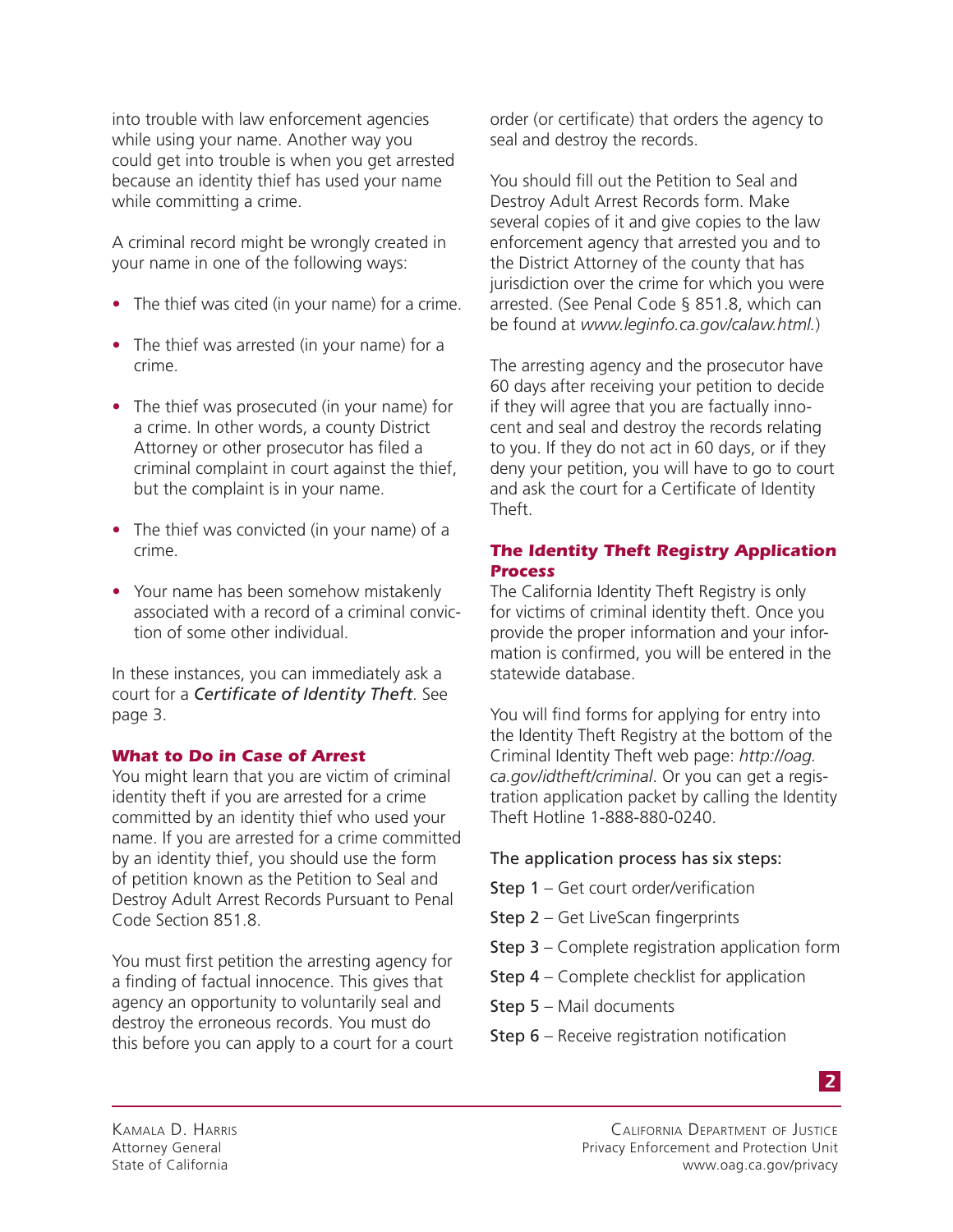into trouble with law enforcement agencies while using your name. Another way you could get into trouble is when you get arrested because an identity thief has used your name while committing a crime.

A criminal record might be wrongly created in your name in one of the following ways:

- The thief was cited (in your name) for a crime.
- The thief was arrested (in your name) for a crime.
- The thief was prosecuted (in your name) for a crime. In other words, a county District Attorney or other prosecutor has filed a criminal complaint in court against the thief, but the complaint is in your name.
- The thief was convicted (in your name) of a crime.
- Your name has been somehow mistakenly associated with a record of a criminal conviction of some other individual.

In these instances, you can immediately ask a court for a *Certificate of Identity Theft*. See page 3.

### *What to Do in Case of Arrest*

You might learn that you are victim of criminal identity theft if you are arrested for a crime committed by an identity thief who used your name. If you are arrested for a crime committed by an identity thief, you should use the form of petition known as the Petition to Seal and Destroy Adult Arrest Records Pursuant to Penal Code Section 851.8.

You must first petition the arresting agency for a finding of factual innocence. This gives that agency an opportunity to voluntarily seal and destroy the erroneous records. You must do this before you can apply to a court for a court order (or certificate) that orders the agency to seal and destroy the records.

You should fill out the Petition to Seal and Destroy Adult Arrest Records form. Make several copies of it and give copies to the law enforcement agency that arrested you and to the District Attorney of the county that has jurisdiction over the crime for which you were arrested. (See Penal Code § 851.8, which can be found at *www.leginfo.ca.gov/calaw.html.*)

The arresting agency and the prosecutor have 60 days after receiving your petition to decide if they will agree that you are factually innocent and seal and destroy the records relating to you. If they do not act in 60 days, or if they deny your petition, you will have to go to court and ask the court for a Certificate of Identity Theft.

### *The Identity Theft Registry Application Process*

The California Identity Theft Registry is only for victims of criminal identity theft. Once you provide the proper information and your information is confirmed, you will be entered in the statewide database.

You will find forms for applying for entry into the Identity Theft Registry at the bottom of the Criminal Identity Theft web page: *http://oag.ca.gov/idtheft/criminal*. Or you can get a registration application packet by calling the Identity Theft Hotline 1-888-880-0240.

The application process has six steps:

**Step 1** – Get court order/verification

**Step 2** – Get LiveScan fingerprints

**Step 3** – Complete registration application form

**Step 4** – Complete checklist for application

**Step 5** – Mail documents

**Step 6** – Receive registration notification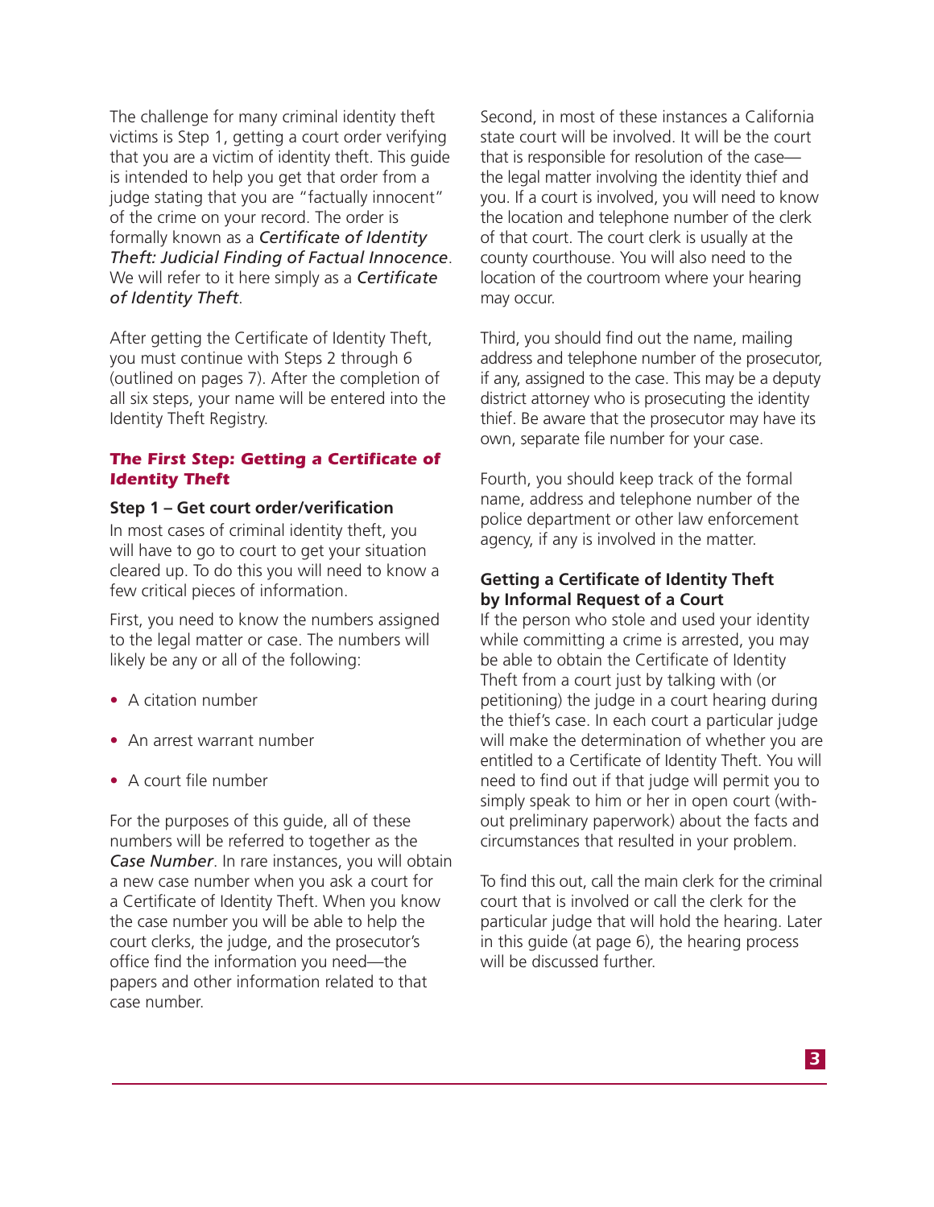The challenge for many criminal identity theft victims is Step 1, getting a court order verifying that you are a victim of identity theft. This guide is intended to help you get that order from a judge stating that you are "factually innocent" of the crime on your record. The order is formally known as a ***Certificate of Identity Theft: Judicial Finding of Factual Innocence***. We will refer to it here simply as a ***Certificate of Identity Theft***.

After getting the Certificate of Identity Theft, you must continue with Steps 2 through 6 (outlined on pages 7). After the completion of all six steps, your name will be entered into the Identity Theft Registry.

### *The First Step: Getting a Certificate of Identity Theft*

**Step 1 – Get court order/verification**

In most cases of criminal identity theft, you will have to go to court to get your situation cleared up. To do this you will need to know a few critical pieces of information.

First, you need to know the numbers assigned to the legal matter or case. The numbers will likely be any or all of the following:

- A citation number
- An arrest warrant number
- A court file number

For the purposes of this guide, all of these numbers will be referred to together as the ***Case Number***. In rare instances, you will obtain a new case number when you ask a court for a Certificate of Identity Theft. When you know the case number you will be able to help the court clerks, the judge, and the prosecutor's office find the information you need—the papers and other information related to that case number.

Second, in most of these instances a California state court will be involved. It will be the court that is responsible for resolution of the case—the legal matter involving the identity thief and you. If a court is involved, you will need to know the location and telephone number of the clerk of that court. The court clerk is usually at the county courthouse. You will also need to the location of the courtroom where your hearing may occur.

Third, you should find out the name, mailing address and telephone number of the prosecutor, if any, assigned to the case. This may be a deputy district attorney who is prosecuting the identity thief. Be aware that the prosecutor may have its own, separate file number for your case.

Fourth, you should keep track of the formal name, address and telephone number of the police department or other law enforcement agency, if any is involved in the matter.

**Getting a Certificate of Identity Theft by Informal Request of a Court**

If the person who stole and used your identity while committing a crime is arrested, you may be able to obtain the Certificate of Identity Theft from a court just by talking with (or petitioning) the judge in a court hearing during the thief's case. In each court a particular judge will make the determination of whether you are entitled to a Certificate of Identity Theft. You will need to find out if that judge will permit you to simply speak to him or her in open court (without preliminary paperwork) about the facts and circumstances that resulted in your problem.

To find this out, call the main clerk for the criminal court that is involved or call the clerk for the particular judge that will hold the hearing. Later in this guide (at page 6), the hearing process will be discussed further.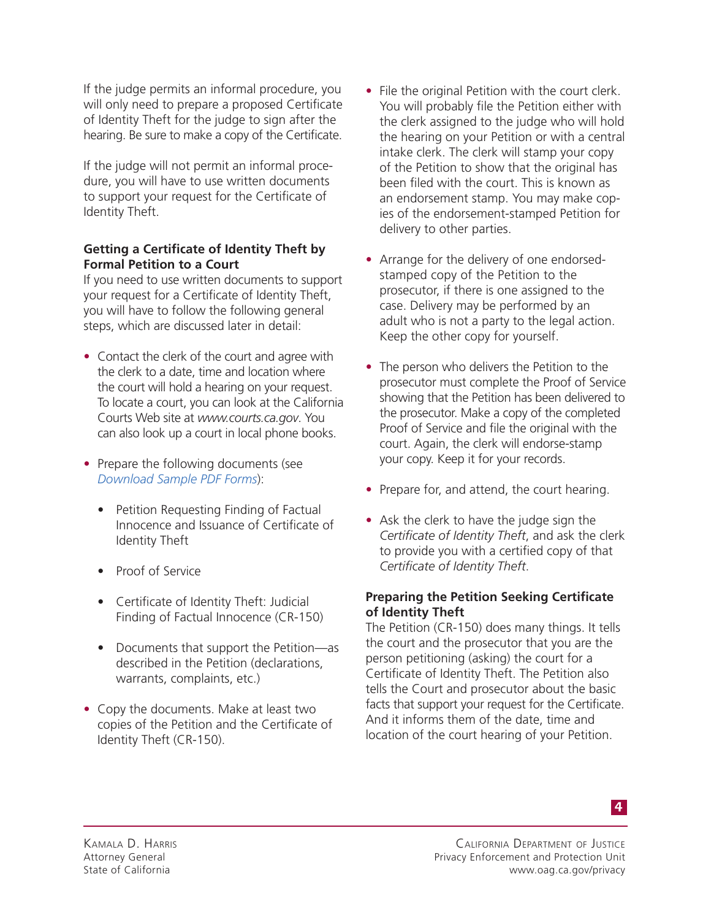If the judge permits an informal procedure, you will only need to prepare a proposed Certificate of Identity Theft for the judge to sign after the hearing. Be sure to make a copy of the Certificate.

If the judge will not permit an informal procedure, you will have to use written documents to support your request for the Certificate of Identity Theft.

### Getting a Certificate of Identity Theft by Formal Petition to a Court

If you need to use written documents to support your request for a Certificate of Identity Theft, you will have to follow the following general steps, which are discussed later in detail:

- Contact the clerk of the court and agree with the clerk to a date, time and location where the court will hold a hearing on your request. To locate a court, you can look at the California Courts Web site at *www.courts.ca.gov*. You can also look up a court in local phone books.
- Prepare the following documents (see *Download Sample PDF Forms*):
    - Petition Requesting Finding of Factual Innocence and Issuance of Certificate of Identity Theft
    - Proof of Service
    - Certificate of Identity Theft: Judicial Finding of Factual Innocence (CR-150)
    - Documents that support the Petition—as described in the Petition (declarations, warrants, complaints, etc.)
- Copy the documents. Make at least two copies of the Petition and the Certificate of Identity Theft (CR-150).
- File the original Petition with the court clerk. You will probably file the Petition either with the clerk assigned to the judge who will hold the hearing on your Petition or with a central intake clerk. The clerk will stamp your copy of the Petition to show that the original has been filed with the court. This is known as an endorsement stamp. You may make copies of the endorsement-stamped Petition for delivery to other parties.
- Arrange for the delivery of one endorsed-stamped copy of the Petition to the prosecutor, if there is one assigned to the case. Delivery may be performed by an adult who is not a party to the legal action. Keep the other copy for yourself.
- The person who delivers the Petition to the prosecutor must complete the Proof of Service showing that the Petition has been delivered to the prosecutor. Make a copy of the completed Proof of Service and file the original with the court. Again, the clerk will endorse-stamp your copy. Keep it for your records.
- Prepare for, and attend, the court hearing.
- Ask the clerk to have the judge sign the *Certificate of Identity Theft*, and ask the clerk to provide you with a certified copy of that *Certificate of Identity Theft*.

### Preparing the Petition Seeking Certificate of Identity Theft

The Petition (CR-150) does many things. It tells the court and the prosecutor that you are the person petitioning (asking) the court for a Certificate of Identity Theft. The Petition also tells the Court and prosecutor about the basic facts that support your request for the Certificate. And it informs them of the date, time and location of the court hearing of your Petition.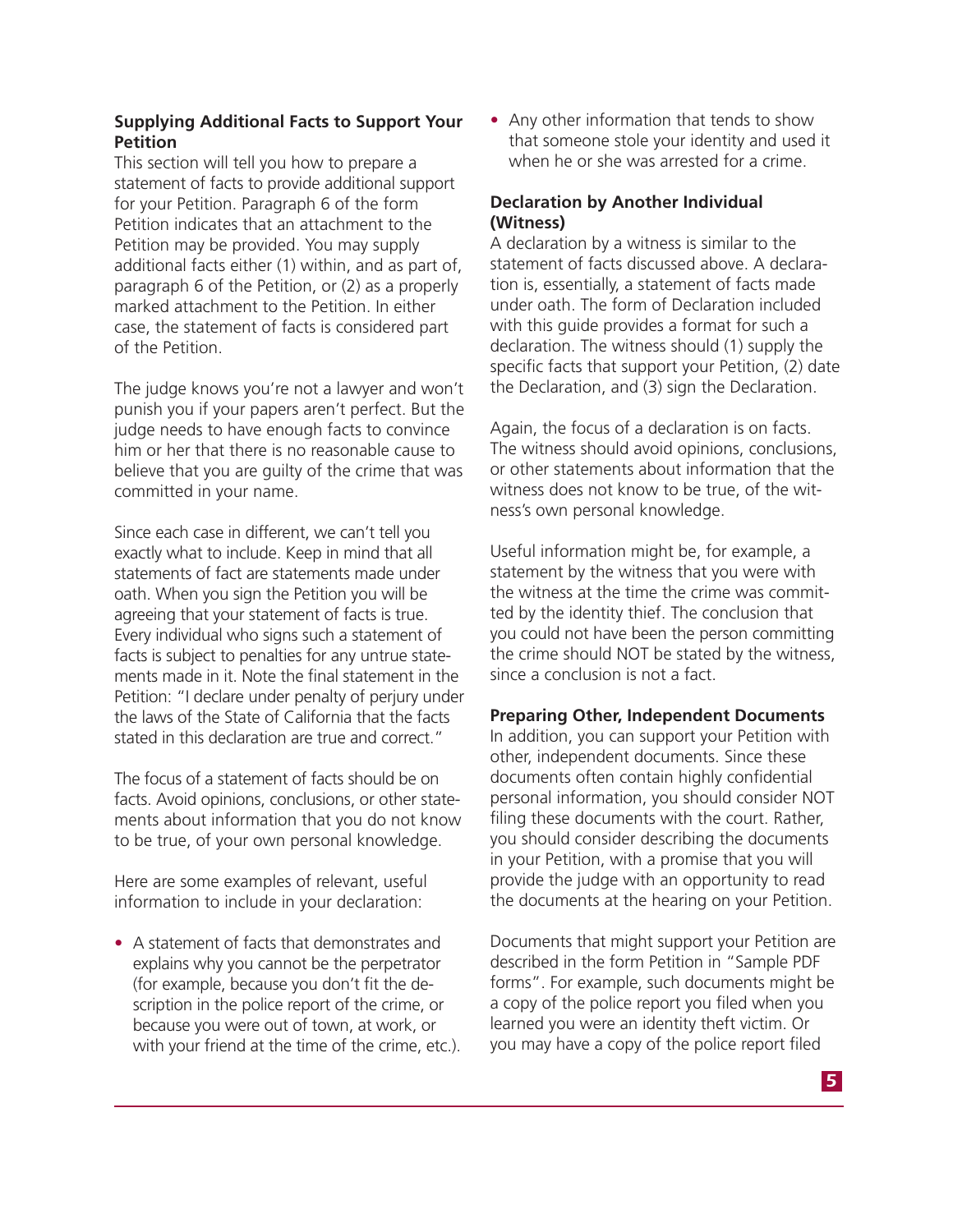### Supplying Additional Facts to Support Your Petition

This section will tell you how to prepare a statement of facts to provide additional support for your Petition. Paragraph 6 of the form Petition indicates that an attachment to the Petition may be provided. You may supply additional facts either (1) within, and as part of, paragraph 6 of the Petition, or (2) as a properly marked attachment to the Petition. In either case, the statement of facts is considered part of the Petition.

The judge knows you're not a lawyer and won't punish you if your papers aren't perfect. But the judge needs to have enough facts to convince him or her that there is no reasonable cause to believe that you are guilty of the crime that was committed in your name.

Since each case in different, we can't tell you exactly what to include. Keep in mind that all statements of fact are statements made under oath. When you sign the Petition you will be agreeing that your statement of facts is true. Every individual who signs such a statement of facts is subject to penalties for any untrue statements made in it. Note the final statement in the Petition: "I declare under penalty of perjury under the laws of the State of California that the facts stated in this declaration are true and correct."

The focus of a statement of facts should be on facts. Avoid opinions, conclusions, or other statements about information that you do not know to be true, of your own personal knowledge.

Here are some examples of relevant, useful information to include in your declaration:

- A statement of facts that demonstrates and explains why you cannot be the perpetrator (for example, because you don't fit the description in the police report of the crime, or because you were out of town, at work, or with your friend at the time of the crime, etc.).
- Any other information that tends to show that someone stole your identity and used it when he or she was arrested for a crime.

### Declaration by Another Individual (Witness)

A declaration by a witness is similar to the statement of facts discussed above. A declaration is, essentially, a statement of facts made under oath. The form of Declaration included with this guide provides a format for such a declaration. The witness should (1) supply the specific facts that support your Petition, (2) date the Declaration, and (3) sign the Declaration.

Again, the focus of a declaration is on facts. The witness should avoid opinions, conclusions, or other statements about information that the witness does not know to be true, of the witness's own personal knowledge.

Useful information might be, for example, a statement by the witness that you were with the witness at the time the crime was committed by the identity thief. The conclusion that you could not have been the person committing the crime should NOT be stated by the witness, since a conclusion is not a fact.

### Preparing Other, Independent Documents

In addition, you can support your Petition with other, independent documents. Since these documents often contain highly confidential personal information, you should consider NOT filing these documents with the court. Rather, you should consider describing the documents in your Petition, with a promise that you will provide the judge with an opportunity to read the documents at the hearing on your Petition.

Documents that might support your Petition are described in the form Petition in "Sample PDF forms". For example, such documents might be a copy of the police report you filed when you learned you were an identity theft victim. Or you may have a copy of the police report filed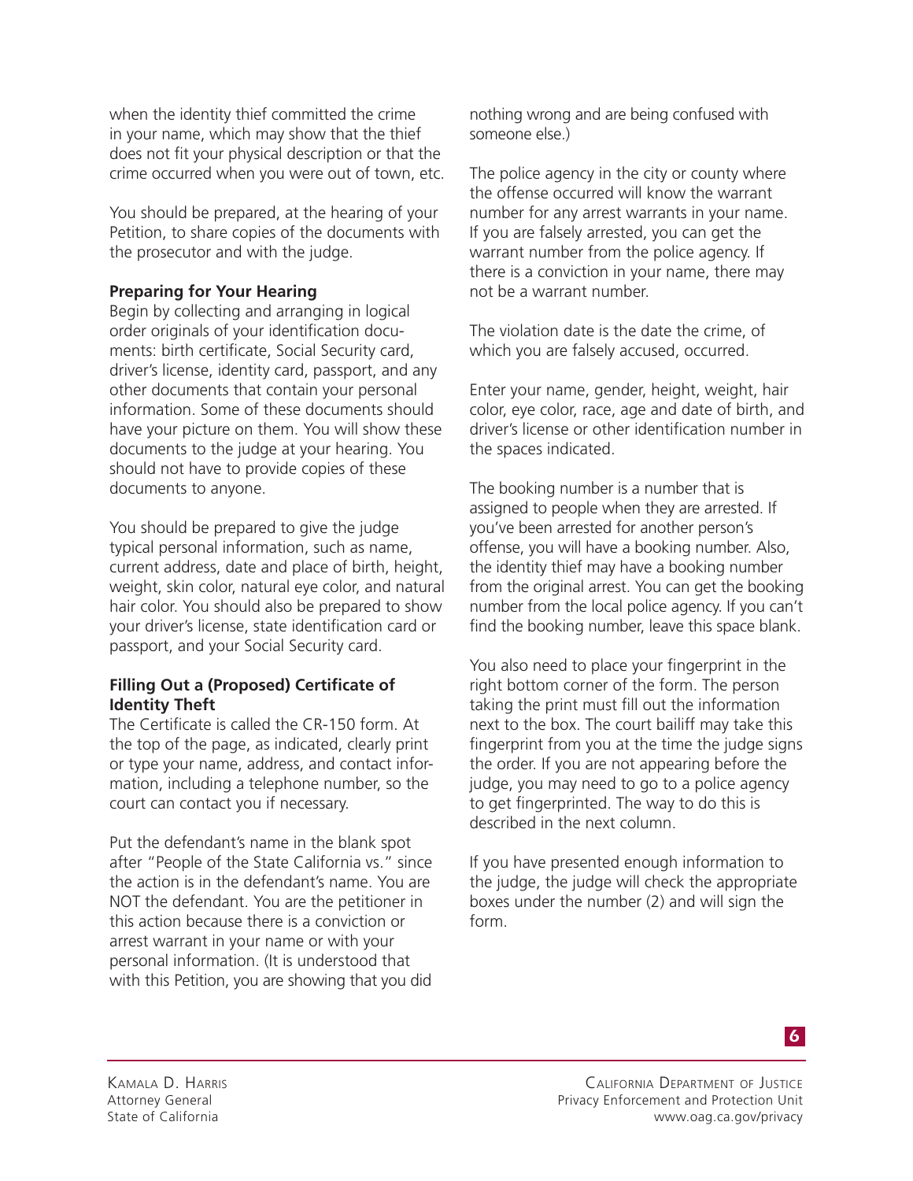when the identity thief committed the crime in your name, which may show that the thief does not fit your physical description or that the crime occurred when you were out of town, etc.

You should be prepared, at the hearing of your Petition, to share copies of the documents with the prosecutor and with the judge.

**Preparing for Your Hearing**

Begin by collecting and arranging in logical order originals of your identification documents: birth certificate, Social Security card, driver's license, identity card, passport, and any other documents that contain your personal information. Some of these documents should have your picture on them. You will show these documents to the judge at your hearing. You should not have to provide copies of these documents to anyone.

You should be prepared to give the judge typical personal information, such as name, current address, date and place of birth, height, weight, skin color, natural eye color, and natural hair color. You should also be prepared to show your driver's license, state identification card or passport, and your Social Security card.

**Filling Out a (Proposed) Certificate of Identity Theft**

The Certificate is called the CR-150 form. At the top of the page, as indicated, clearly print or type your name, address, and contact information, including a telephone number, so the court can contact you if necessary.

Put the defendant's name in the blank spot after "People of the State California vs." since the action is in the defendant's name. You are NOT the defendant. You are the petitioner in this action because there is a conviction or arrest warrant in your name or with your personal information. (It is understood that with this Petition, you are showing that you did nothing wrong and are being confused with someone else.)

The police agency in the city or county where the offense occurred will know the warrant number for any arrest warrants in your name. If you are falsely arrested, you can get the warrant number from the police agency. If there is a conviction in your name, there may not be a warrant number.

The violation date is the date the crime, of which you are falsely accused, occurred.

Enter your name, gender, height, weight, hair color, eye color, race, age and date of birth, and driver's license or other identification number in the spaces indicated.

The booking number is a number that is assigned to people when they are arrested. If you've been arrested for another person's offense, you will have a booking number. Also, the identity thief may have a booking number from the original arrest. You can get the booking number from the local police agency. If you can't find the booking number, leave this space blank.

You also need to place your fingerprint in the right bottom corner of the form. The person taking the print must fill out the information next to the box. The court bailiff may take this fingerprint from you at the time the judge signs the order. If you are not appearing before the judge, you may need to go to a police agency to get fingerprinted. The way to do this is described in the next column.

If you have presented enough information to the judge, the judge will check the appropriate boxes under the number (2) and will sign the form.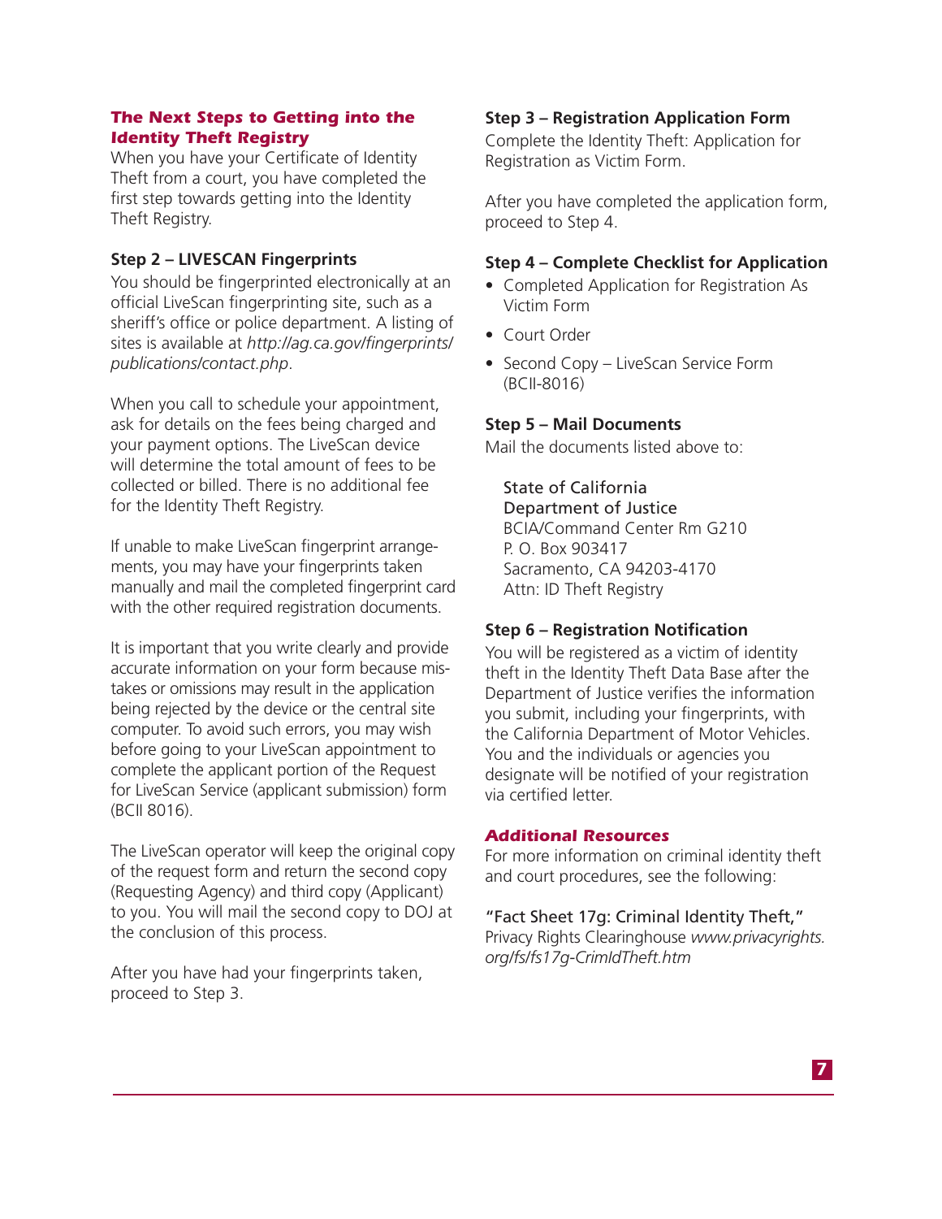## *The Next Steps to Getting into the Identity Theft Registry*

When you have your Certificate of Identity Theft from a court, you have completed the first step towards getting into the Identity Theft Registry.

### Step 2 – LIVESCAN Fingerprints

You should be fingerprinted electronically at an official LiveScan fingerprinting site, such as a sheriff's office or police department. A listing of sites is available at *http://ag.ca.gov/fingerprints/publications/contact.php*.

When you call to schedule your appointment, ask for details on the fees being charged and your payment options. The LiveScan device will determine the total amount of fees to be collected or billed. There is no additional fee for the Identity Theft Registry.

If unable to make LiveScan fingerprint arrangements, you may have your fingerprints taken manually and mail the completed fingerprint card with the other required registration documents.

It is important that you write clearly and provide accurate information on your form because mistakes or omissions may result in the application being rejected by the device or the central site computer. To avoid such errors, you may wish before going to your LiveScan appointment to complete the applicant portion of the Request for LiveScan Service (applicant submission) form (BCII 8016).

The LiveScan operator will keep the original copy of the request form and return the second copy (Requesting Agency) and third copy (Applicant) to you. You will mail the second copy to DOJ at the conclusion of this process.

After you have had your fingerprints taken, proceed to Step 3.

### Step 3 – Registration Application Form

Complete the Identity Theft: Application for Registration as Victim Form.

After you have completed the application form, proceed to Step 4.

### Step 4 – Complete Checklist for Application

- Completed Application for Registration As Victim Form
- Court Order
- Second Copy – LiveScan Service Form (BCII-8016)

### Step 5 – Mail Documents

Mail the documents listed above to:

State of California
Department of Justice
BCIA/Command Center Rm G210
P. O. Box 903417
Sacramento, CA 94203-4170
Attn: ID Theft Registry

### Step 6 – Registration Notification

You will be registered as a victim of identity theft in the Identity Theft Data Base after the Department of Justice verifies the information you submit, including your fingerprints, with the California Department of Motor Vehicles. You and the individuals or agencies you designate will be notified of your registration via certified letter.

## *Additional Resources*

For more information on criminal identity theft and court procedures, see the following:

"Fact Sheet 17g: Criminal Identity Theft," Privacy Rights Clearinghouse *www.privacyrights.org/fs/fs17g-CrimIdTheft.htm*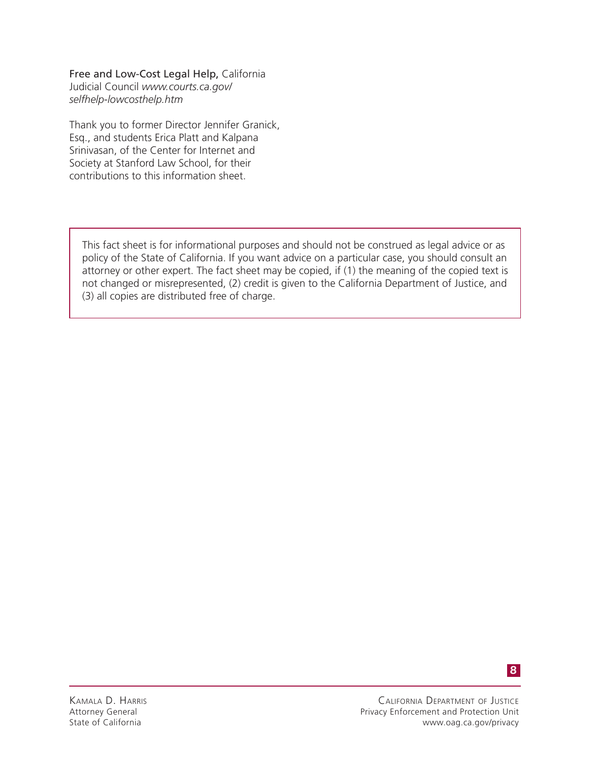**Free and Low-Cost Legal Help,** California Judicial Council *www.courts.ca.gov/selfhelp-lowcosthelp.htm*

Thank you to former Director Jennifer Granick, Esq., and students Erica Platt and Kalpana Srinivasan, of the Center for Internet and Society at Stanford Law School, for their contributions to this information sheet.

This fact sheet is for informational purposes and should not be construed as legal advice or as policy of the State of California. If you want advice on a particular case, you should consult an attorney or other expert. The fact sheet may be copied, if (1) the meaning of the copied text is not changed or misrepresented, (2) credit is given to the California Department of Justice, and (3) all copies are distributed free of charge.